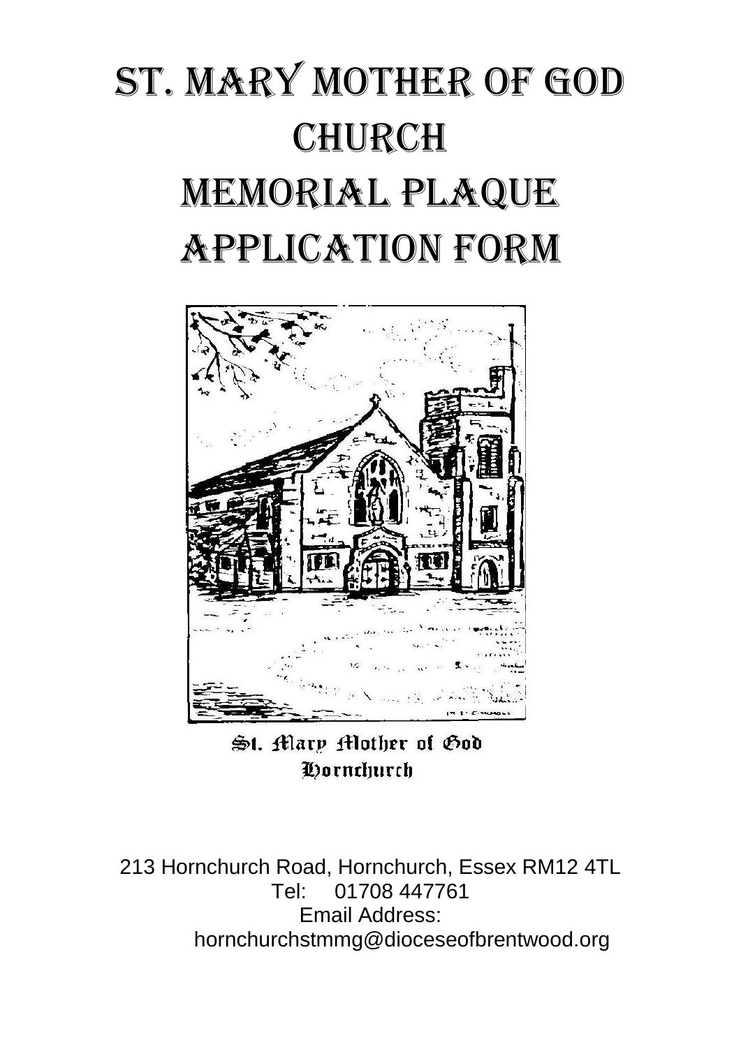# St. Mary Mother of God Church
# Memorial Plaque Application Form

St. Mary Mother of God
Hornchurch

213 Hornchurch Road, Hornchurch, Essex RM12 4TL
Tel: 01708 447761
Email Address:
hornchurchstmmg@dioceseofbrentwood.org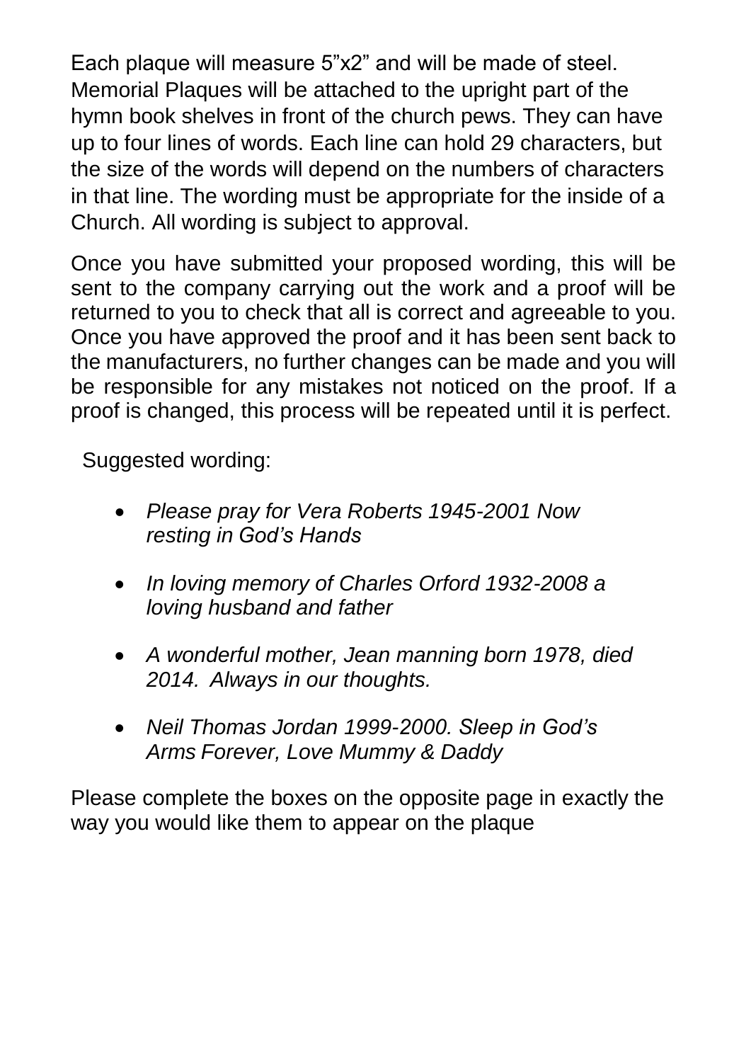Each plaque will measure 5”x2” and will be made of steel. Memorial Plaques will be attached to the upright part of the hymn book shelves in front of the church pews. They can have up to four lines of words. Each line can hold 29 characters, but the size of the words will depend on the numbers of characters in that line. The wording must be appropriate for the inside of a Church. All wording is subject to approval.

Once you have submitted your proposed wording, this will be sent to the company carrying out the work and a proof will be returned to you to check that all is correct and agreeable to you. Once you have approved the proof and it has been sent back to the manufacturers, no further changes can be made and you will be responsible for any mistakes not noticed on the proof. If a proof is changed, this process will be repeated until it is perfect.

Suggested wording:

- *Please pray for Vera Roberts 1945-2001 Now resting in God’s Hands*
- *In loving memory of Charles Orford 1932-2008 a loving husband and father*
- *A wonderful mother, Jean manning born 1978, died 2014. Always in our thoughts.*
- *Neil Thomas Jordan 1999-2000. Sleep in God’s Arms Forever, Love Mummy & Daddy*

Please complete the boxes on the opposite page in exactly the way you would like them to appear on the plaque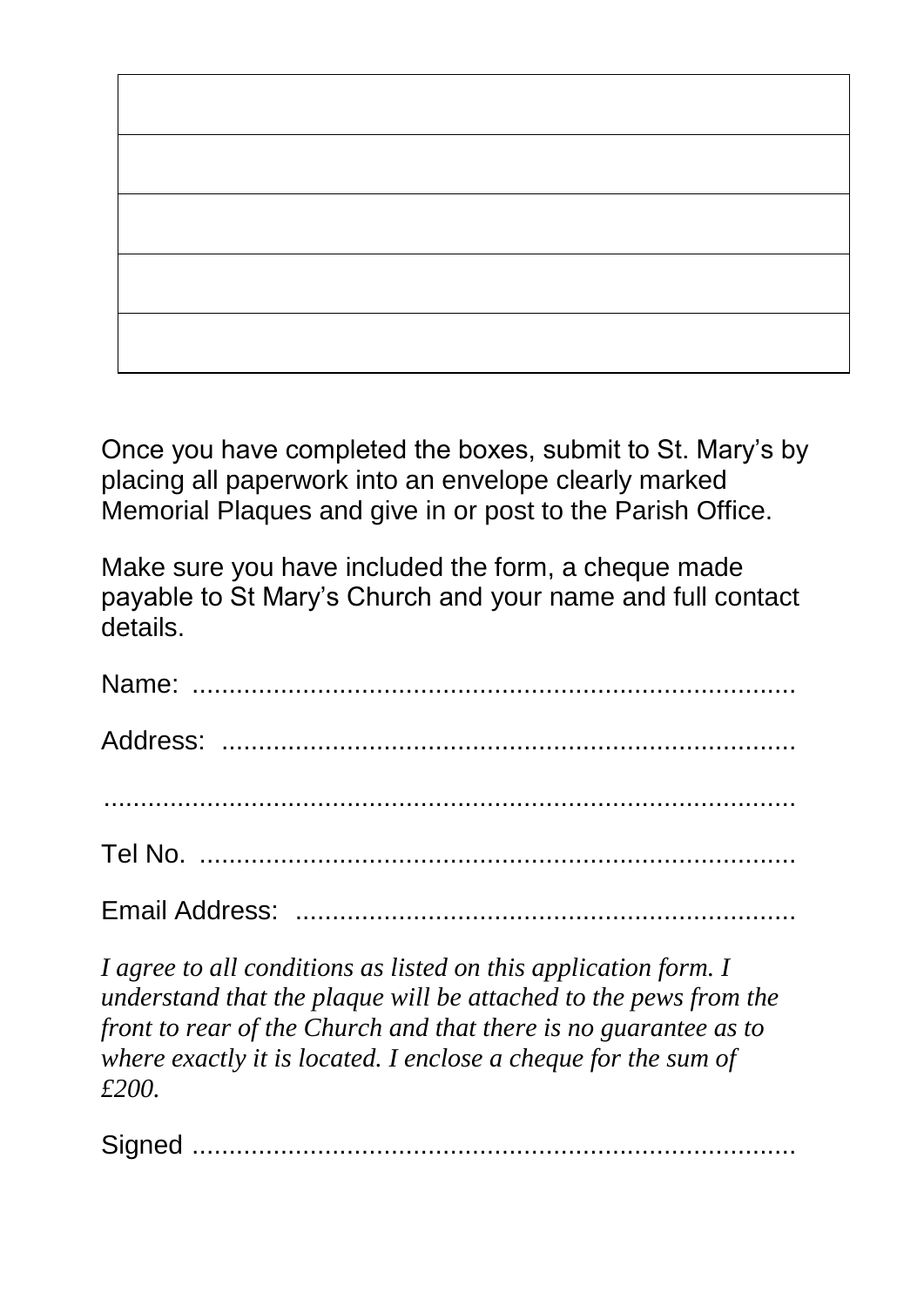| |
|---|
| |
| |
| |
| |
| |

Once you have completed the boxes, submit to St. Mary's by placing all paperwork into an envelope clearly marked Memorial Plaques and give in or post to the Parish Office.

Make sure you have included the form, a cheque made payable to St Mary's Church and your name and full contact details.

Name: ......................................................................................

Address: ..................................................................................

..................................................................................................

Tel No. ....................................................................................

Email Address: ........................................................................

*I agree to all conditions as listed on this application form. I understand that the plaque will be attached to the pews from the front to rear of the Church and that there is no guarantee as to where exactly it is located. I enclose a cheque for the sum of £200.*

Signed ......................................................................................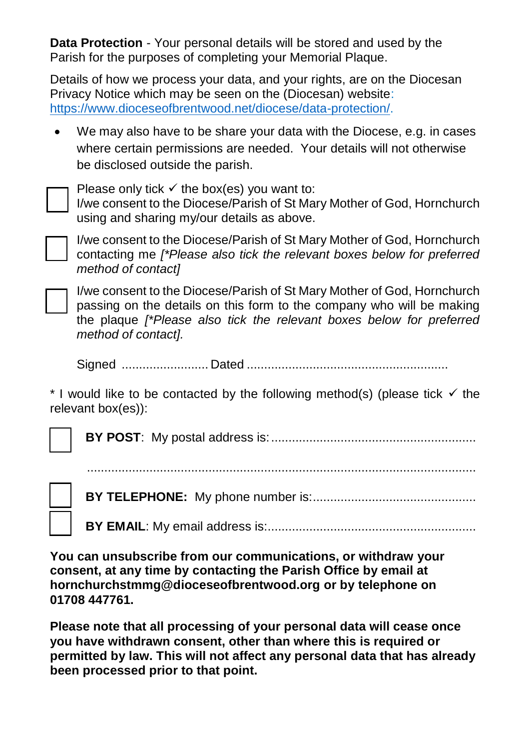**Data Protection** - Your personal details will be stored and used by the Parish for the purposes of completing your Memorial Plaque.

Details of how we process your data, and your rights, are on the Diocesan Privacy Notice which may be seen on the (Diocesan) website: https://www.dioceseofbrentwood.net/diocese/data-protection/.

- We may also have to be share your data with the Diocese, e.g. in cases where certain permissions are needed. Your details will not otherwise be disclosed outside the parish.

☐ Please only tick ✓ the box(es) you want to:
I/we consent to the Diocese/Parish of St Mary Mother of God, Hornchurch using and sharing my/our details as above.

☐ I/we consent to the Diocese/Parish of St Mary Mother of God, Hornchurch contacting me *[\*Please also tick the relevant boxes below for preferred method of contact]*

☐ I/we consent to the Diocese/Parish of St Mary Mother of God, Hornchurch passing on the details on this form to the company who will be making the plaque *[\*Please also tick the relevant boxes below for preferred method of contact].*

Signed ........................ Dated .......................................................

\* I would like to be contacted by the following method(s) (please tick ✓ the relevant box(es)):

☐ **BY POST**: My postal address is: .........................................................

..................................................................................................................

☐ **BY TELEPHONE:** My phone number is: .............................................

☐ **BY EMAIL**: My email address is: ..........................................................

**You can unsubscribe from our communications, or withdraw your consent, at any time by contacting the Parish Office by email at hornchurchstmmg@dioceseofbrentwood.org or by telephone on 01708 447761.**

**Please note that all processing of your personal data will cease once you have withdrawn consent, other than where this is required or permitted by law. This will not affect any personal data that has already been processed prior to that point.**